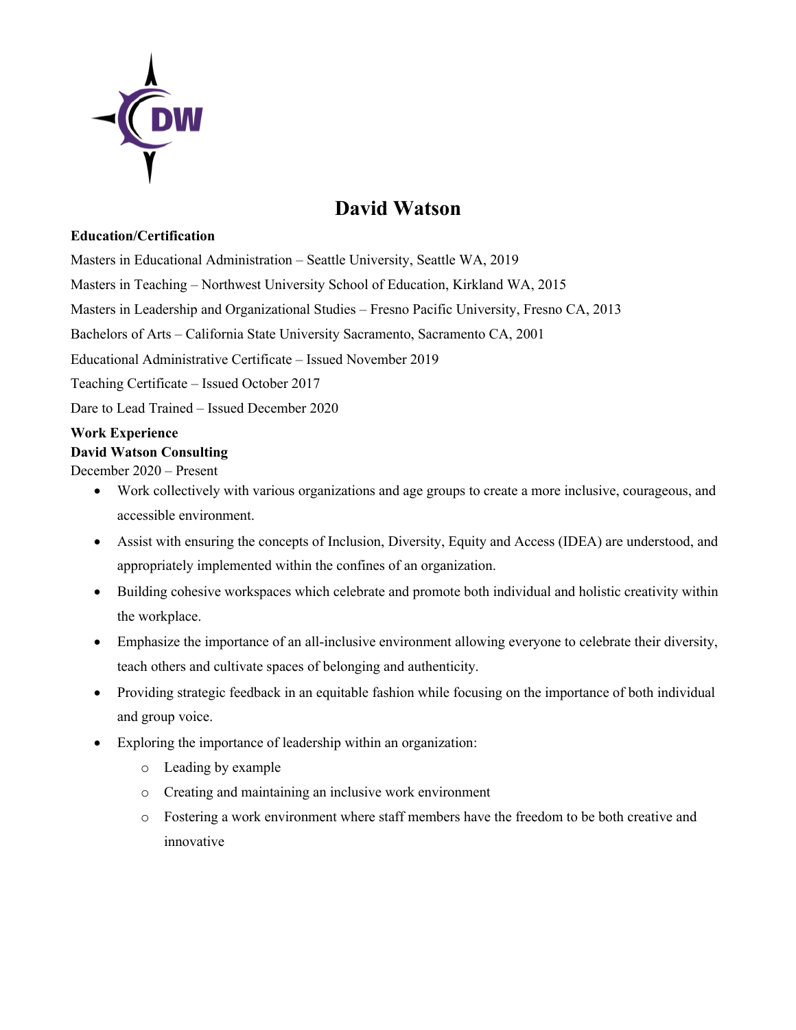# David Watson

**Education/Certification**

Masters in Educational Administration – Seattle University, Seattle WA, 2019

Masters in Teaching – Northwest University School of Education, Kirkland WA, 2015

Masters in Leadership and Organizational Studies – Fresno Pacific University, Fresno CA, 2013

Bachelors of Arts – California State University Sacramento, Sacramento CA, 2001

Educational Administrative Certificate – Issued November 2019

Teaching Certificate – Issued October 2017

Dare to Lead Trained – Issued December 2020

**Work Experience**

**David Watson Consulting**

December 2020 – Present

- Work collectively with various organizations and age groups to create a more inclusive, courageous, and accessible environment.
- Assist with ensuring the concepts of Inclusion, Diversity, Equity and Access (IDEA) are understood, and appropriately implemented within the confines of an organization.
- Building cohesive workspaces which celebrate and promote both individual and holistic creativity within the workplace.
- Emphasize the importance of an all-inclusive environment allowing everyone to celebrate their diversity, teach others and cultivate spaces of belonging and authenticity.
- Providing strategic feedback in an equitable fashion while focusing on the importance of both individual and group voice.
- Exploring the importance of leadership within an organization:
  - Leading by example
  - Creating and maintaining an inclusive work environment
  - Fostering a work environment where staff members have the freedom to be both creative and innovative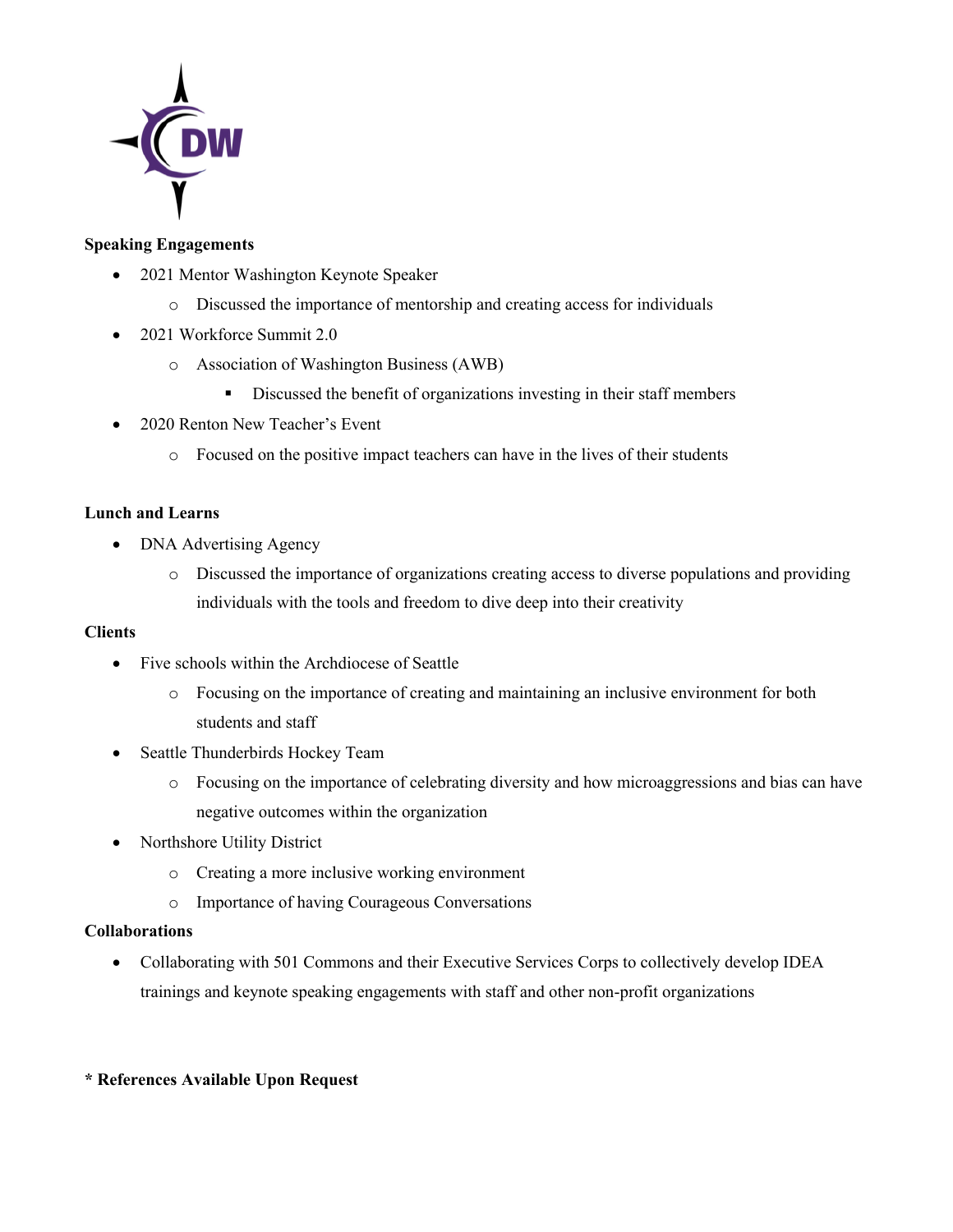**Speaking Engagements**

- 2021 Mentor Washington Keynote Speaker
  - Discussed the importance of mentorship and creating access for individuals
- 2021 Workforce Summit 2.0
  - Association of Washington Business (AWB)
    - Discussed the benefit of organizations investing in their staff members
- 2020 Renton New Teacher's Event
  - Focused on the positive impact teachers can have in the lives of their students

**Lunch and Learns**

- DNA Advertising Agency
  - Discussed the importance of organizations creating access to diverse populations and providing individuals with the tools and freedom to dive deep into their creativity

**Clients**

- Five schools within the Archdiocese of Seattle
  - Focusing on the importance of creating and maintaining an inclusive environment for both students and staff
- Seattle Thunderbirds Hockey Team
  - Focusing on the importance of celebrating diversity and how microaggressions and bias can have negative outcomes within the organization
- Northshore Utility District
  - Creating a more inclusive working environment
  - Importance of having Courageous Conversations

**Collaborations**

- Collaborating with 501 Commons and their Executive Services Corps to collectively develop IDEA trainings and keynote speaking engagements with staff and other non-profit organizations

**\* References Available Upon Request**